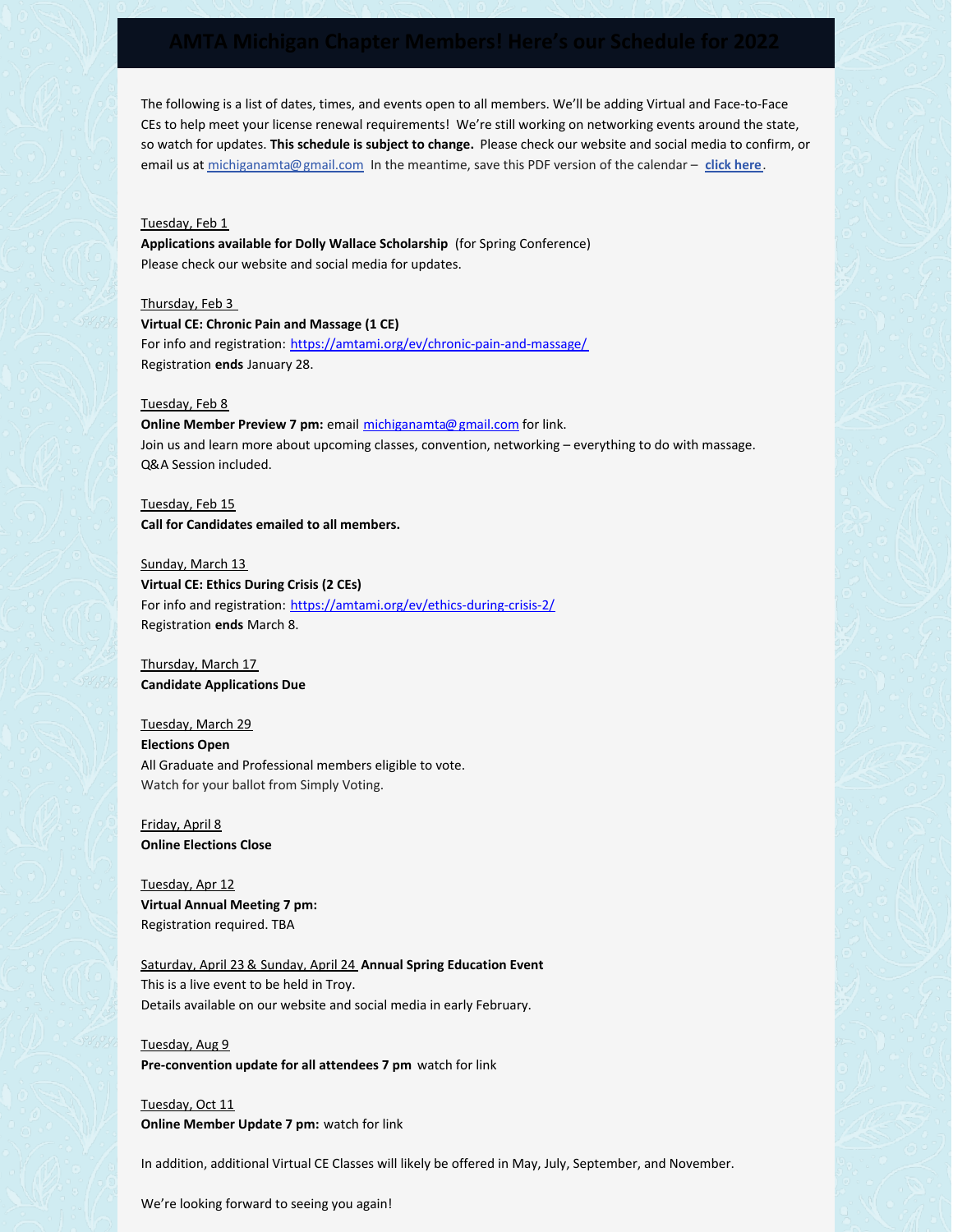# AMTA Michigan Chapter Members! Here's our Schedule for 2022

The following is a list of dates, times, and events open to all members. We'll be adding Virtual and Face-to-Face CEs to help meet your license renewal requirements! We're still working on networking events around the state, so watch for updates. **This schedule is subject to change.** Please check our website and social media to confirm, or email us at michiganamta@gmail.com In the meantime, save this PDF version of the calendar – **click here**.

Tuesday, Feb 1
**Applications available for Dolly Wallace Scholarship** (for Spring Conference)
Please check our website and social media for updates.

Thursday, Feb 3
**Virtual CE: Chronic Pain and Massage (1 CE)**
For info and registration: https://amtami.org/ev/chronic-pain-and-massage/
Registration **ends** January 28.

Tuesday, Feb 8
**Online Member Preview 7 pm:** email michiganamta@gmail.com for link.
Join us and learn more about upcoming classes, convention, networking – everything to do with massage.
Q&A Session included.

Tuesday, Feb 15
**Call for Candidates emailed to all members.**

Sunday, March 13
**Virtual CE: Ethics During Crisis (2 CEs)**
For info and registration: https://amtami.org/ev/ethics-during-crisis-2/
Registration **ends** March 8.

Thursday, March 17
**Candidate Applications Due**

Tuesday, March 29
**Elections Open**
All Graduate and Professional members eligible to vote.
Watch for your ballot from Simply Voting.

Friday, April 8
**Online Elections Close**

Tuesday, Apr 12
**Virtual Annual Meeting 7 pm:**
Registration required. TBA

Saturday, April 23 & Sunday, April 24 **Annual Spring Education Event**
This is a live event to be held in Troy.
Details available on our website and social media in early February.

Tuesday, Aug 9
**Pre-convention update for all attendees 7 pm** watch for link

Tuesday, Oct 11
**Online Member Update 7 pm:** watch for link

In addition, additional Virtual CE Classes will likely be offered in May, July, September, and November.

We're looking forward to seeing you again!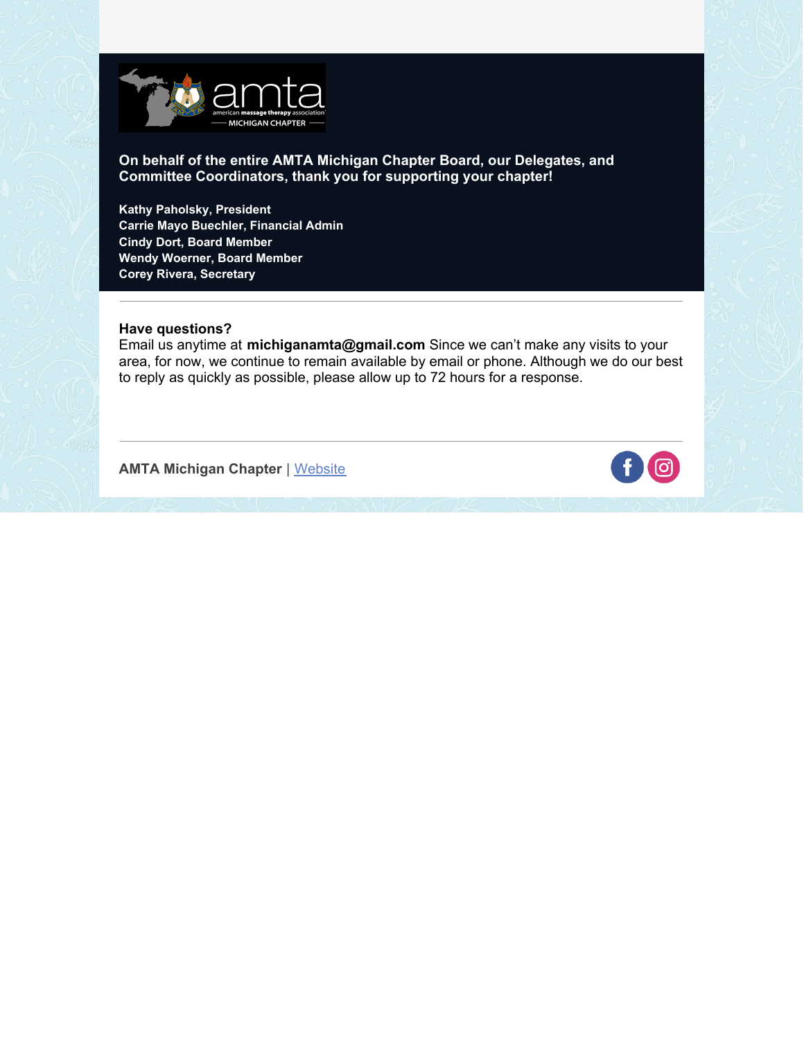**On behalf of the entire AMTA Michigan Chapter Board, our Delegates, and Committee Coordinators, thank you for supporting your chapter!**

**Kathy Paholsky, President**
**Carrie Mayo Buechler, Financial Admin**
**Cindy Dort, Board Member**
**Wendy Woerner, Board Member**
**Corey Rivera, Secretary**

---

**Have questions?**
Email us anytime at **michiganamta@gmail.com** Since we can't make any visits to your area, for now, we continue to remain available by email or phone. Although we do our best to reply as quickly as possible, please allow up to 72 hours for a response.

---

**AMTA Michigan Chapter** | Website